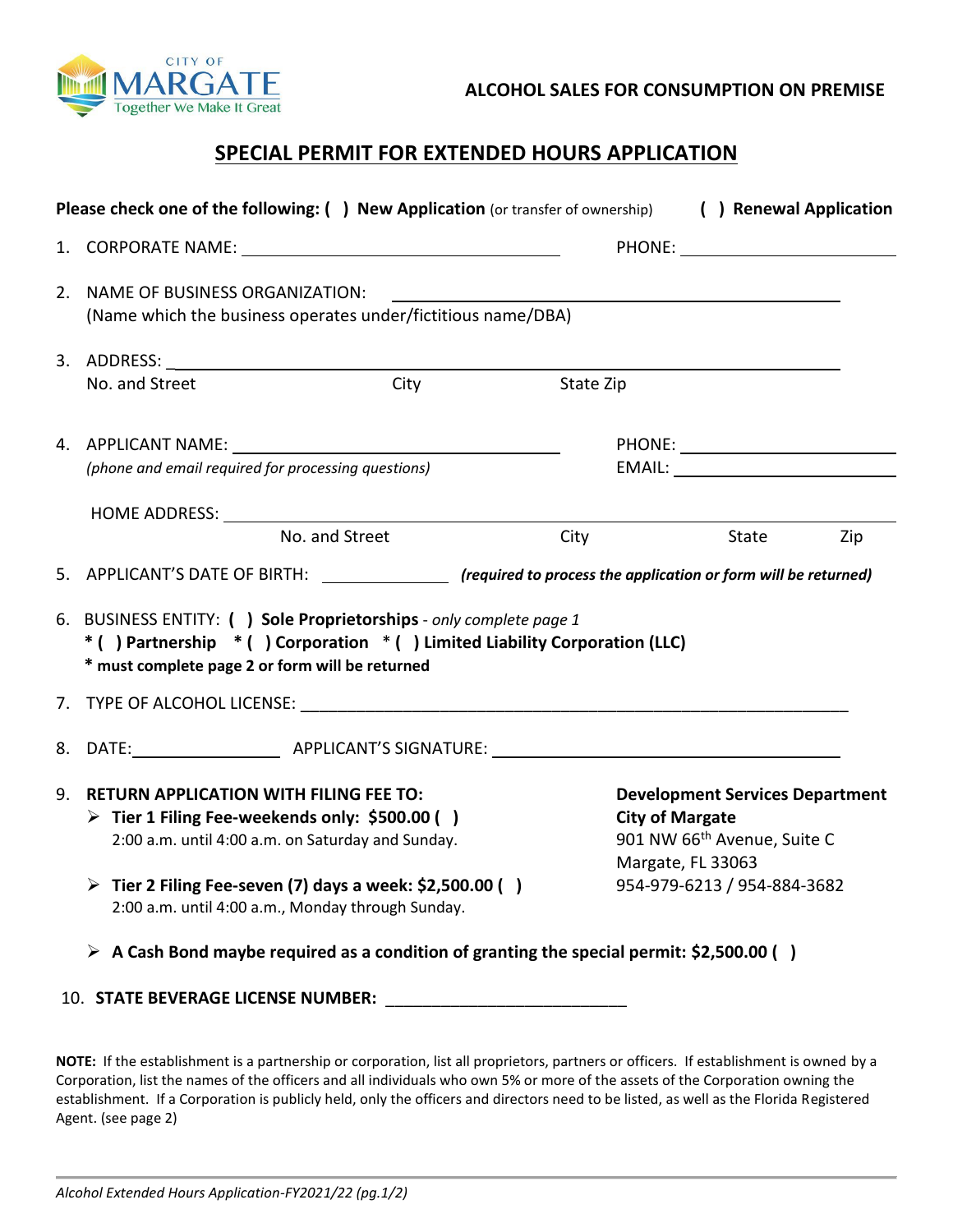CITY OF MARGATE
Together We Make It Great

**ALCOHOL SALES FOR CONSUMPTION ON PREMISE**

# SPECIAL PERMIT FOR EXTENDED HOURS APPLICATION

**Please check one of the following: ( ) New Application** (or transfer of ownership) **( ) Renewal Application**

1. CORPORATE NAME: ______________________________ PHONE: ____________________

2. NAME OF BUSINESS ORGANIZATION: ______________________________
   (Name which the business operates under/fictitious name/DBA)

3. ADDRESS: ____________________________________________
   No. and Street City State Zip

4. APPLICANT NAME: ______________________________ PHONE: ____________________
   *(phone and email required for processing questions)* EMAIL: ____________________

   HOME ADDRESS: ____________________________________________
   No. and Street City State Zip

5. APPLICANT'S DATE OF BIRTH: ____________ ***(required to process the application or form will be returned)***

6. BUSINESS ENTITY: **( ) Sole Proprietorships** - *only complete page 1*
   **\* ( ) Partnership \* ( ) Corporation \* ( ) Limited Liability Corporation (LLC)**
   **\* must complete page 2 or form will be returned**

7. TYPE OF ALCOHOL LICENSE: ____________________________________________

8. DATE: ____________ APPLICANT'S SIGNATURE: ______________________________

9. **RETURN APPLICATION WITH FILING FEE TO:**
   - **Tier 1 Filing Fee-weekends only: $500.00 ( )**
     2:00 a.m. until 4:00 a.m. on Saturday and Sunday.
   - **Tier 2 Filing Fee-seven (7) days a week: $2,500.00 ( )**
     2:00 a.m. until 4:00 a.m., Monday through Sunday.

   **Development Services Department**
   **City of Margate**
   901 NW 66th Avenue, Suite C
   Margate, FL 33063
   954-979-6213 / 954-884-3682

   - **A Cash Bond maybe required as a condition of granting the special permit: $2,500.00 ( )**

10. **STATE BEVERAGE LICENSE NUMBER:** ____________________

**NOTE:** If the establishment is a partnership or corporation, list all proprietors, partners or officers. If establishment is owned by a Corporation, list the names of the officers and all individuals who own 5% or more of the assets of the Corporation owning the establishment. If a Corporation is publicly held, only the officers and directors need to be listed, as well as the Florida Registered Agent. (see page 2)

*Alcohol Extended Hours Application-FY2021/22 (pg.1/2)*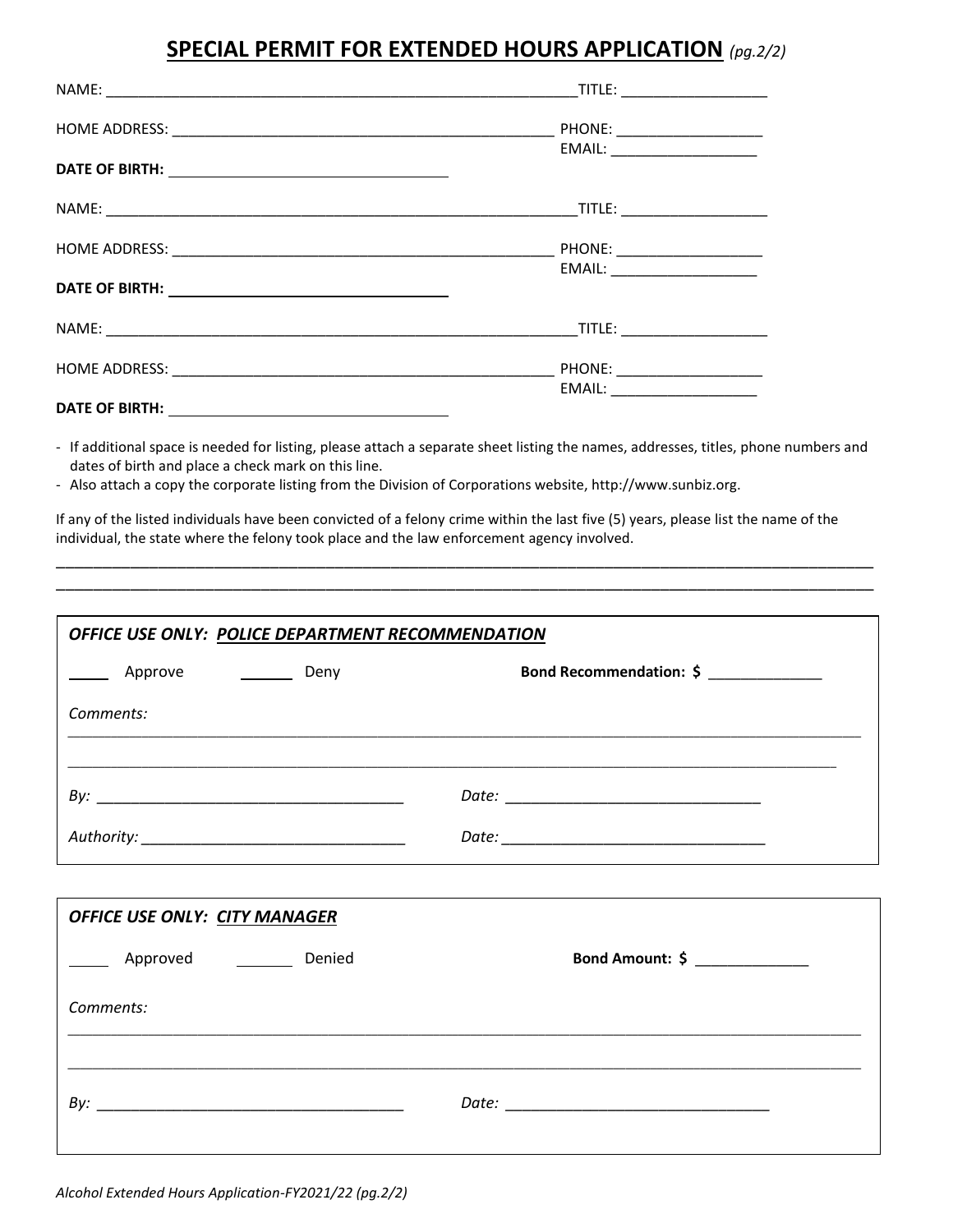# **SPECIAL PERMIT FOR EXTENDED HOURS APPLICATION** *(pg.2/2)*

NAME: ____________________________________________________________TITLE: __________________

HOME ADDRESS: ________________________________________________ PHONE: __________________

EMAIL: __________________

**DATE OF BIRTH:** ________________________________

NAME: ____________________________________________________________TITLE: __________________

HOME ADDRESS: ________________________________________________ PHONE: __________________

EMAIL: __________________

**DATE OF BIRTH:** ________________________________

NAME: ____________________________________________________________TITLE: __________________

HOME ADDRESS: ________________________________________________ PHONE: __________________

EMAIL: __________________

**DATE OF BIRTH:** ________________________________

- If additional space is needed for listing, please attach a separate sheet listing the names, addresses, titles, phone numbers and dates of birth and place a check mark on this line.
- Also attach a copy the corporate listing from the Division of Corporations website, http://www.sunbiz.org.

If any of the listed individuals have been convicted of a felony crime within the last five (5) years, please list the name of the individual, the state where the felony took place and the law enforcement agency involved.

______________________________________________________________________________________________

______________________________________________________________________________________________

***OFFICE USE ONLY: POLICE DEPARTMENT RECOMMENDATION***

_____ Approve _______ Deny **Bond Recommendation: $** ______________

*Comments:*

______________________________________________________________________________________________

______________________________________________________________________________________________

*By:* ______________________________________ *Date:* ________________________________

*Authority:* ________________________________ *Date:* ________________________________

***OFFICE USE ONLY: CITY MANAGER***

_____ Approved _______ Denied **Bond Amount: $** ______________

*Comments:*

______________________________________________________________________________________________

______________________________________________________________________________________________

*By:* ______________________________________ *Date:* ________________________________

*Alcohol Extended Hours Application-FY2021/22 (pg.2/2)*